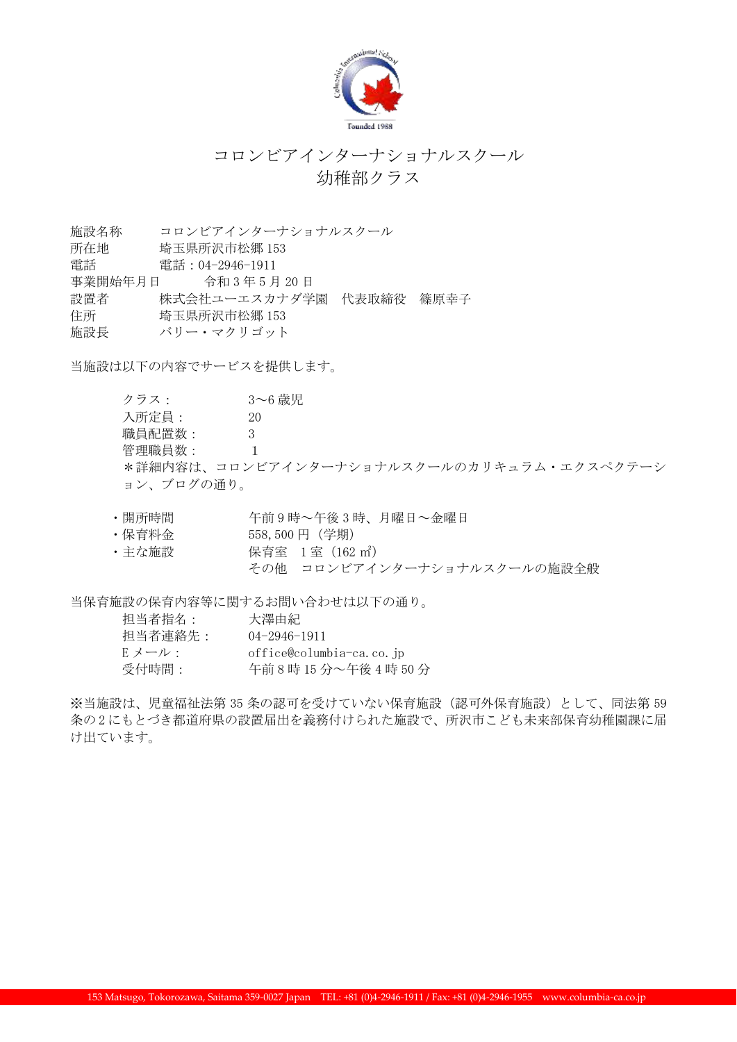# コロンビアインターナショナルスクール
## 幼稚部クラス

施設名称　　コロンビアインターナショナルスクール
所在地　　　埼玉県所沢市松郷 153
電話　　　　電話：04-2946-1911
事業開始年月日　　令和 3 年 5 月 20 日
設置者　　　株式会社ユーエスカナダ学園　代表取締役　篠原幸子
住所　　　　埼玉県所沢市松郷 153
施設長　　　バリー・マクリゴット

当施設は以下の内容でサービスを提供します。

クラス：　　　3〜6 歳児
入所定員：　　20
職員配置数：　3
管理職員数：　1
＊詳細内容は、コロンビアインターナショナルスクールのカリキュラム・エクスペクテーション、ブログの通り。

- 開所時間　　午前 9 時〜午後 3 時、月曜日〜金曜日
- 保育料金　　558,500 円（学期）
- 主な施設　　保育室　1 室（162 ㎡）
　　　　　　　その他　コロンビアインターナショナルスクールの施設全般

当保育施設の保育内容等に関するお問い合わせは以下の通り。

担当者指名：　　大澤由紀
担当者連絡先：　04-2946-1911
E メール：　　　office@columbia-ca.co.jp
受付時間：　　　午前 8 時 15 分〜午後 4 時 50 分

※当施設は、児童福祉法第 35 条の認可を受けていない保育施設（認可外保育施設）として、同法第 59 条の 2 にもとづき都道府県の設置届出を義務付けられた施設で、所沢市こども未来部保育幼稚園課に届け出ています。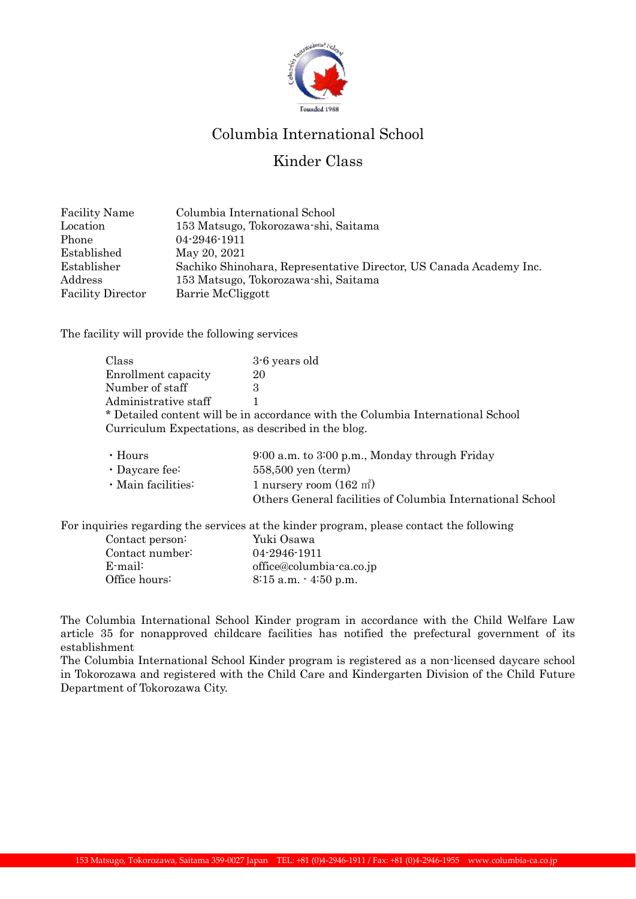# Columbia International School

## Kinder Class

| | |
|---|---|
| Facility Name | Columbia International School |
| Location | 153 Matsugo, Tokorozawa-shi, Saitama |
| Phone | 04-2946-1911 |
| Established | May 20, 2021 |
| Establisher | Sachiko Shinohara, Representative Director, US Canada Academy Inc. |
| Address | 153 Matsugo, Tokorozawa-shi, Saitama |
| Facility Director | Barrie McCliggott |

The facility will provide the following services

| | |
|---|---|
| Class | 3-6 years old |
| Enrollment capacity | 20 |
| Number of staff | 3 |
| Administrative staff | 1 |

\* Detailed content will be in accordance with the Columbia International School Curriculum Expectations, as described in the blog.

| | |
|---|---|
| ・Hours | 9:00 a.m. to 3:00 p.m., Monday through Friday |
| ・Daycare fee: | 558,500 yen (term) |
| ・Main facilities: | 1 nursery room (162 ㎡) |
| | Others General facilities of Columbia International School |

For inquiries regarding the services at the kinder program, please contact the following

| | |
|---|---|
| Contact person: | Yuki Osawa |
| Contact number: | 04-2946-1911 |
| E-mail: | office@columbia-ca.co.jp |
| Office hours: | 8:15 a.m. - 4:50 p.m. |

The Columbia International School Kinder program in accordance with the Child Welfare Law article 35 for nonapproved childcare facilities has notified the prefectural government of its establishment

The Columbia International School Kinder program is registered as a non-licensed daycare school in Tokorozawa and registered with the Child Care and Kindergarten Division of the Child Future Department of Tokorozawa City.